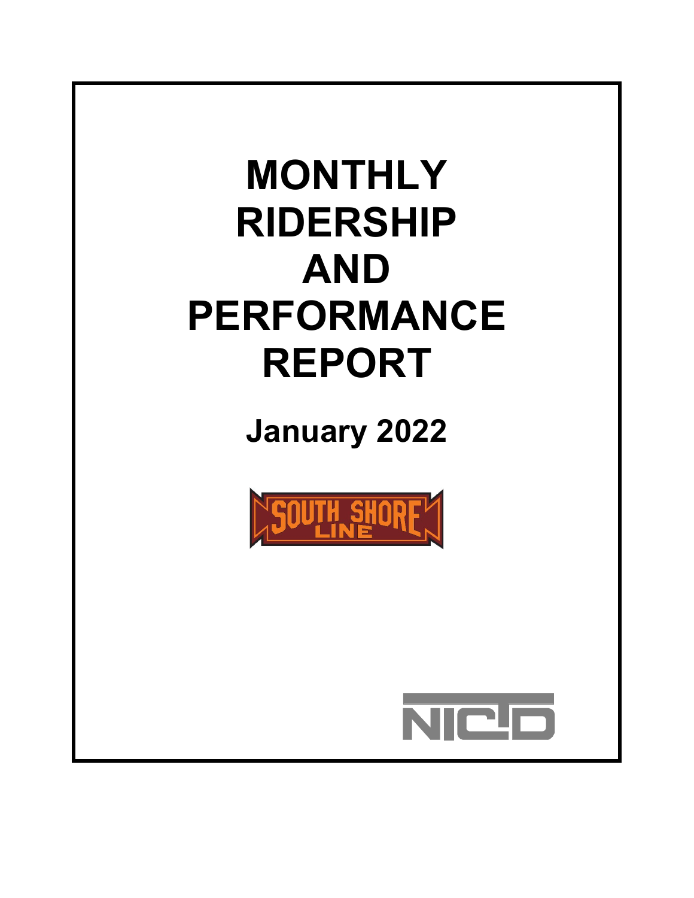# MONTHLY RIDERSHIP AND PERFORMANCE REPORT

## January 2022

SOUTH SHORE LINE

NICTD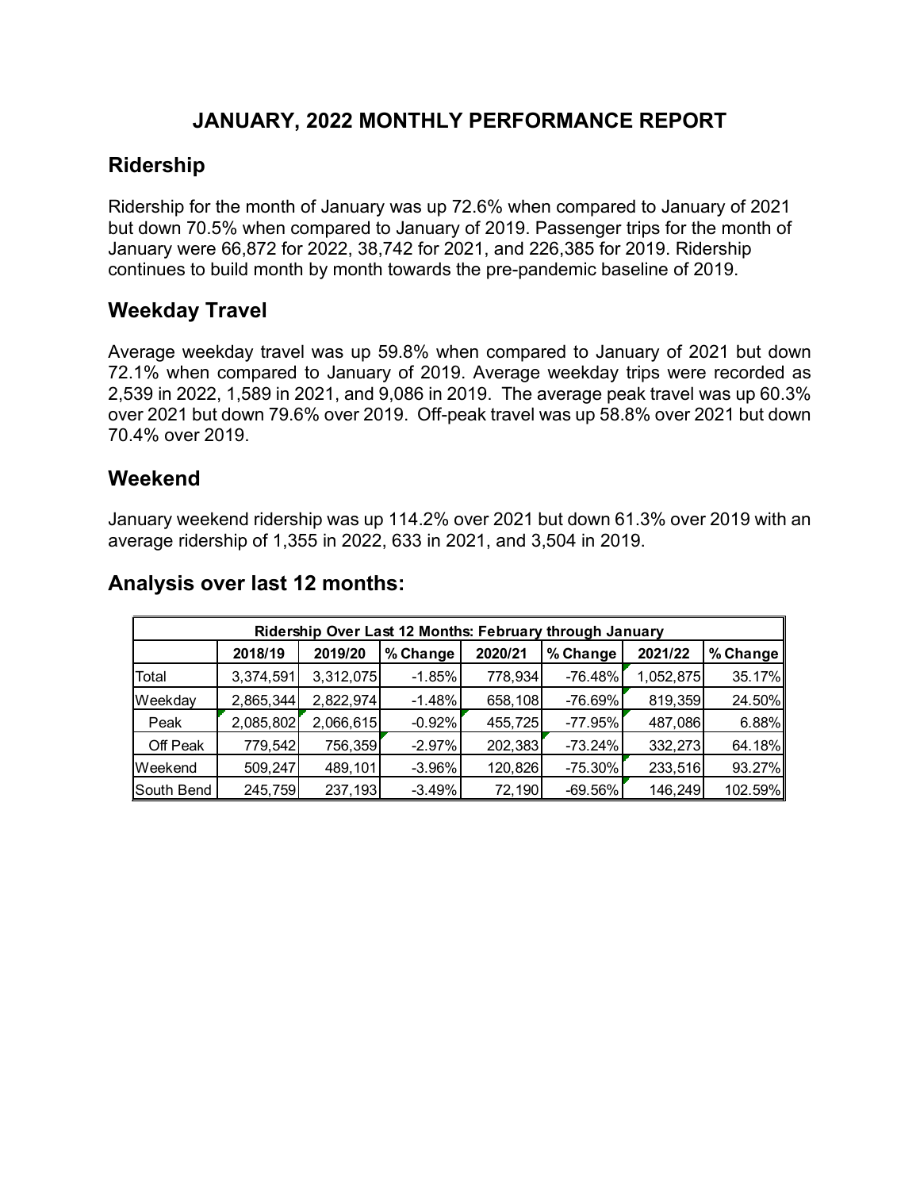# JANUARY, 2022 MONTHLY PERFORMANCE REPORT

## Ridership

Ridership for the month of January was up 72.6% when compared to January of 2021 but down 70.5% when compared to January of 2019. Passenger trips for the month of January were 66,872 for 2022, 38,742 for 2021, and 226,385 for 2019. Ridership continues to build month by month towards the pre-pandemic baseline of 2019.

## Weekday Travel

Average weekday travel was up 59.8% when compared to January of 2021 but down 72.1% when compared to January of 2019. Average weekday trips were recorded as 2,539 in 2022, 1,589 in 2021, and 9,086 in 2019. The average peak travel was up 60.3% over 2021 but down 79.6% over 2019. Off-peak travel was up 58.8% over 2021 but down 70.4% over 2019.

## Weekend

January weekend ridership was up 114.2% over 2021 but down 61.3% over 2019 with an average ridership of 1,355 in 2022, 633 in 2021, and 3,504 in 2019.

## Analysis over last 12 months:

| Ridership Over Last 12 Months: February through January | | | | | | | |
|---|---|---|---|---|---|---|---|
| | 2018/19 | 2019/20 | % Change | 2020/21 | % Change | 2021/22 | % Change |
| Total | 3,374,591 | 3,312,075 | -1.85% | 778,934 | -76.48% | 1,052,875 | 35.17% |
| Weekday | 2,865,344 | 2,822,974 | -1.48% | 658,108 | -76.69% | 819,359 | 24.50% |
| Peak | 2,085,802 | 2,066,615 | -0.92% | 455,725 | -77.95% | 487,086 | 6.88% |
| Off Peak | 779,542 | 756,359 | -2.97% | 202,383 | -73.24% | 332,273 | 64.18% |
| Weekend | 509,247 | 489,101 | -3.96% | 120,826 | -75.30% | 233,516 | 93.27% |
| South Bend | 245,759 | 237,193 | -3.49% | 72,190 | -69.56% | 146,249 | 102.59% |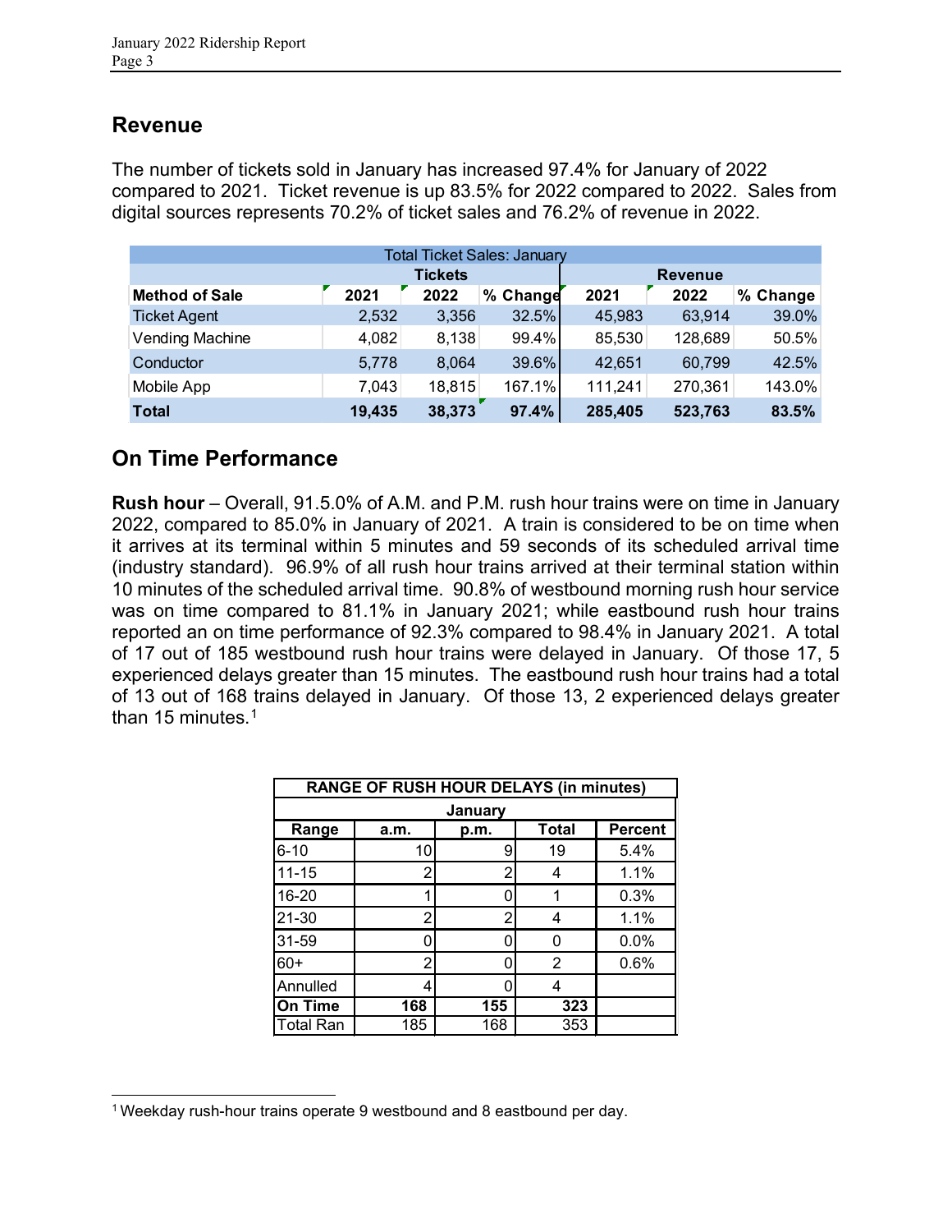## Revenue

The number of tickets sold in January has increased 97.4% for January of 2022 compared to 2021. Ticket revenue is up 83.5% for 2022 compared to 2022. Sales from digital sources represents 70.2% of ticket sales and 76.2% of revenue in 2022.

| Total Ticket Sales: January | | | | | | |
|---|---|---|---|---|---|---|
| | Tickets | | | Revenue | | |
| **Method of Sale** | **2021** | **2022** | **% Change** | **2021** | **2022** | **% Change** |
| Ticket Agent | 2,532 | 3,356 | 32.5% | 45,983 | 63,914 | 39.0% |
| Vending Machine | 4,082 | 8,138 | 99.4% | 85,530 | 128,689 | 50.5% |
| Conductor | 5,778 | 8,064 | 39.6% | 42,651 | 60,799 | 42.5% |
| Mobile App | 7,043 | 18,815 | 167.1% | 111,241 | 270,361 | 143.0% |
| **Total** | **19,435** | **38,373** | **97.4%** | **285,405** | **523,763** | **83.5%** |

## On Time Performance

**Rush hour** – Overall, 91.5.0% of A.M. and P.M. rush hour trains were on time in January 2022, compared to 85.0% in January of 2021. A train is considered to be on time when it arrives at its terminal within 5 minutes and 59 seconds of its scheduled arrival time (industry standard). 96.9% of all rush hour trains arrived at their terminal station within 10 minutes of the scheduled arrival time. 90.8% of westbound morning rush hour service was on time compared to 81.1% in January 2021; while eastbound rush hour trains reported an on time performance of 92.3% compared to 98.4% in January 2021. A total of 17 out of 185 westbound rush hour trains were delayed in January. Of those 17, 5 experienced delays greater than 15 minutes. The eastbound rush hour trains had a total of 13 out of 168 trains delayed in January. Of those 13, 2 experienced delays greater than 15 minutes.[1]

| RANGE OF RUSH HOUR DELAYS (in minutes) | | | | |
|---|---|---|---|---|
| January | | | | |
| **Range** | **a.m.** | **p.m.** | **Total** | **Percent** |
| 6-10 | 10 | 9 | 19 | 5.4% |
| 11-15 | 2 | 2 | 4 | 1.1% |
| 16-20 | 1 | 0 | 1 | 0.3% |
| 21-30 | 2 | 2 | 4 | 1.1% |
| 31-59 | 0 | 0 | 0 | 0.0% |
| 60+ | 2 | 0 | 2 | 0.6% |
| Annulled | 4 | 0 | 4 | |
| **On Time** | **168** | **155** | **323** | |
| Total Ran | 185 | 168 | 353 | |

[1] Weekday rush-hour trains operate 9 westbound and 8 eastbound per day.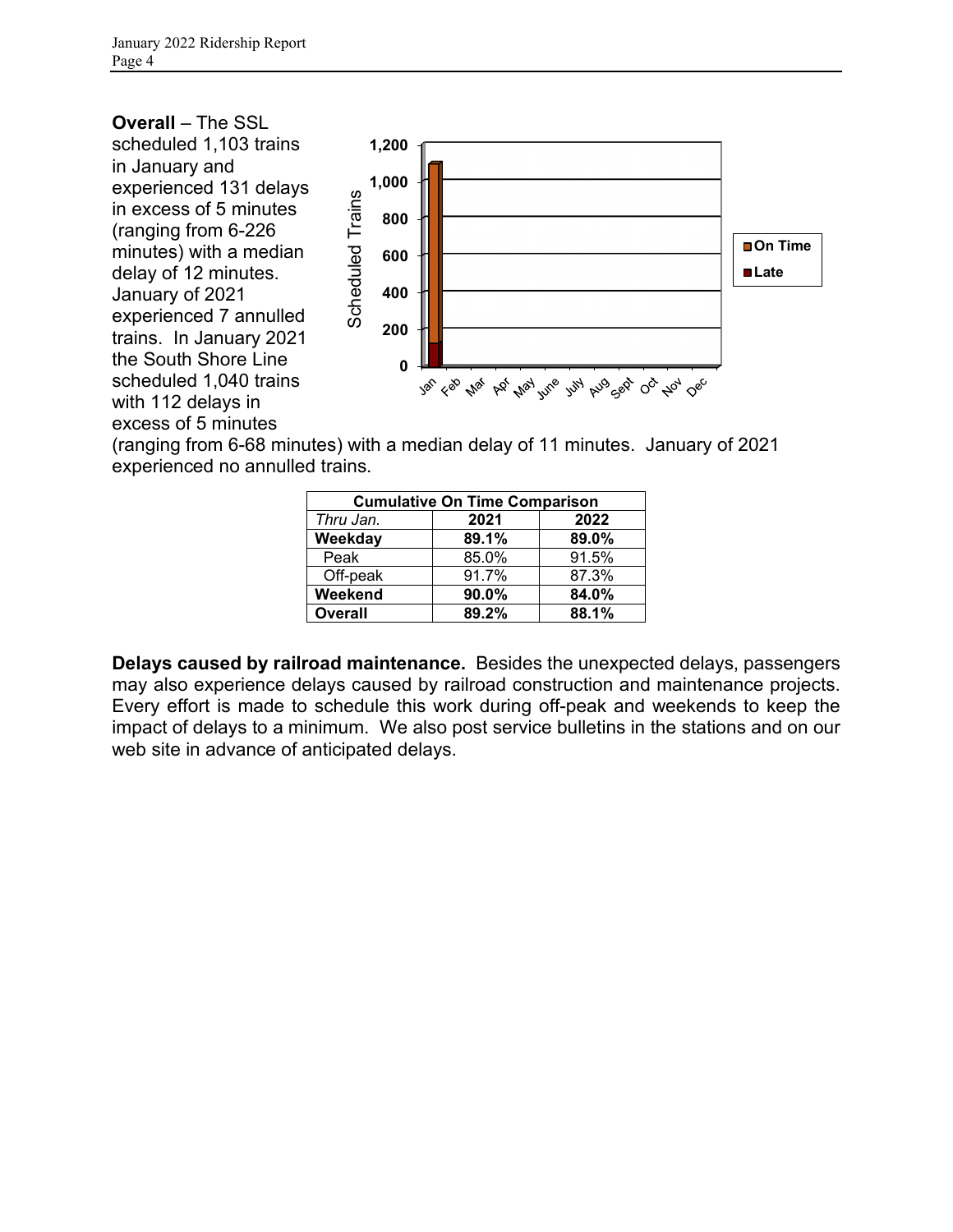**Overall** – The SSL scheduled 1,103 trains in January and experienced 131 delays in excess of 5 minutes (ranging from 6-226 minutes) with a median delay of 12 minutes. January of 2021 experienced 7 annulled trains. In January 2021 the South Shore Line scheduled 1,040 trains with 112 delays in excess of 5 minutes (ranging from 6-68 minutes) with a median delay of 11 minutes. January of 2021 experienced no annulled trains.

1,200
1,000
800
600
400
200
0
Scheduled Trains
Jan Feb Mar Apr May June July Aug Sept Oct Nov Dec
On Time
Late

| Cumulative On Time Comparison | | |
|---|---|---|
| *Thru Jan.* | **2021** | **2022** |
| **Weekday** | **89.1%** | **89.0%** |
| Peak | 85.0% | 91.5% |
| Off-peak | 91.7% | 87.3% |
| **Weekend** | **90.0%** | **84.0%** |
| **Overall** | **89.2%** | **88.1%** |

**Delays caused by railroad maintenance.** Besides the unexpected delays, passengers may also experience delays caused by railroad construction and maintenance projects. Every effort is made to schedule this work during off-peak and weekends to keep the impact of delays to a minimum. We also post service bulletins in the stations and on our web site in advance of anticipated delays.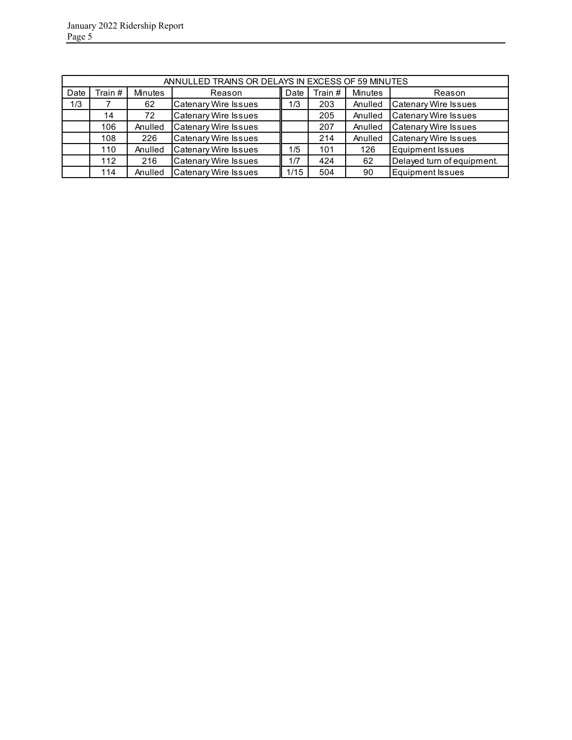| ANNULLED TRAINS OR DELAYS IN EXCESS OF 59 MINUTES | | | | | | | |
|---|---|---|---|---|---|---|---|
| Date | Train # | Minutes | Reason | Date | Train # | Minutes | Reason |
| 1/3 | 7 | 62 | Catenary Wire Issues | 1/3 | 203 | Anulled | Catenary Wire Issues |
| | 14 | 72 | Catenary Wire Issues | | 205 | Anulled | Catenary Wire Issues |
| | 106 | Anulled | Catenary Wire Issues | | 207 | Anulled | Catenary Wire Issues |
| | 108 | 226 | Catenary Wire Issues | | 214 | Anulled | Catenary Wire Issues |
| | 110 | Anulled | Catenary Wire Issues | 1/5 | 101 | 126 | Equipment Issues |
| | 112 | 216 | Catenary Wire Issues | 1/7 | 424 | 62 | Delayed turn of equipment. |
| | 114 | Anulled | Catenary Wire Issues | 1/15 | 504 | 90 | Equipment Issues |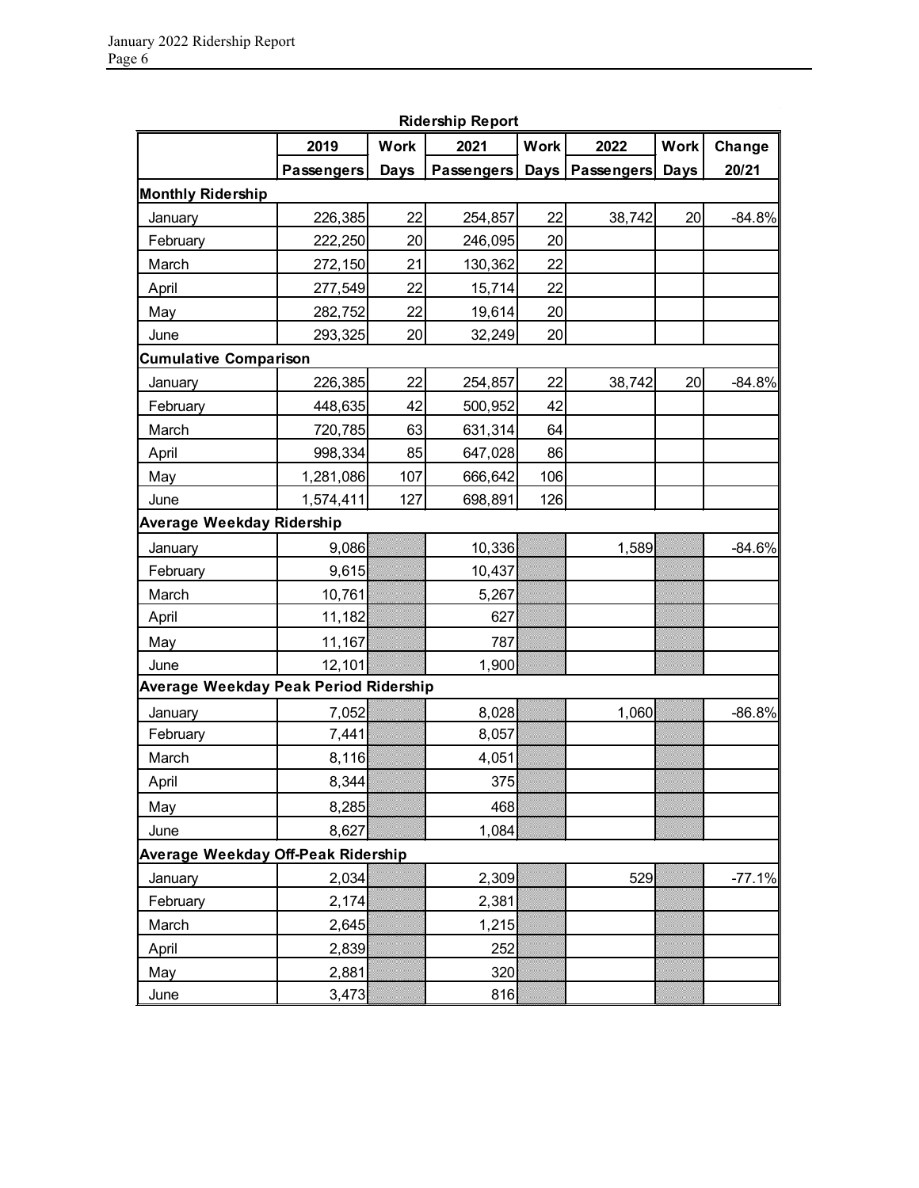**Ridership Report**

| | 2019 Passengers | Work Days | 2021 Passengers | Work Days | 2022 Passengers | Work Days | Change 20/21 |
|---|---|---|---|---|---|---|---|
| **Monthly Ridership** | | | | | | | |
| January | 226,385 | 22 | 254,857 | 22 | 38,742 | 20 | -84.8% |
| February | 222,250 | 20 | 246,095 | 20 | | | |
| March | 272,150 | 21 | 130,362 | 22 | | | |
| April | 277,549 | 22 | 15,714 | 22 | | | |
| May | 282,752 | 22 | 19,614 | 20 | | | |
| June | 293,325 | 20 | 32,249 | 20 | | | |
| **Cumulative Comparison** | | | | | | | |
| January | 226,385 | 22 | 254,857 | 22 | 38,742 | 20 | -84.8% |
| February | 448,635 | 42 | 500,952 | 42 | | | |
| March | 720,785 | 63 | 631,314 | 64 | | | |
| April | 998,334 | 85 | 647,028 | 86 | | | |
| May | 1,281,086 | 107 | 666,642 | 106 | | | |
| June | 1,574,411 | 127 | 698,891 | 126 | | | |
| **Average Weekday Ridership** | | | | | | | |
| January | 9,086 | | 10,336 | | 1,589 | | -84.6% |
| February | 9,615 | | 10,437 | | | | |
| March | 10,761 | | 5,267 | | | | |
| April | 11,182 | | 627 | | | | |
| May | 11,167 | | 787 | | | | |
| June | 12,101 | | 1,900 | | | | |
| **Average Weekday Peak Period Ridership** | | | | | | | |
| January | 7,052 | | 8,028 | | 1,060 | | -86.8% |
| February | 7,441 | | 8,057 | | | | |
| March | 8,116 | | 4,051 | | | | |
| April | 8,344 | | 375 | | | | |
| May | 8,285 | | 468 | | | | |
| June | 8,627 | | 1,084 | | | | |
| **Average Weekday Off-Peak Ridership** | | | | | | | |
| January | 2,034 | | 2,309 | | 529 | | -77.1% |
| February | 2,174 | | 2,381 | | | | |
| March | 2,645 | | 1,215 | | | | |
| April | 2,839 | | 252 | | | | |
| May | 2,881 | | 320 | | | | |
| June | 3,473 | | 816 | | | | |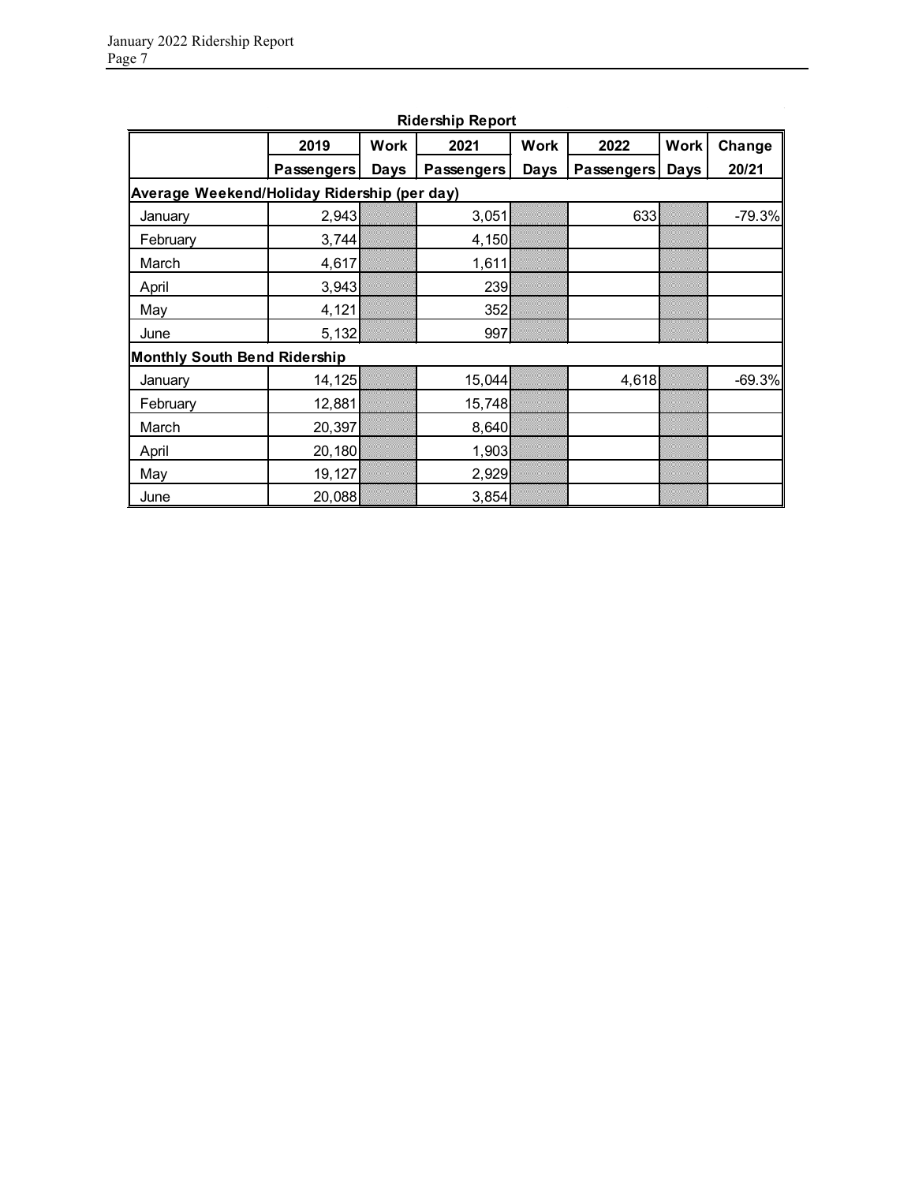**Ridership Report**

| | 2019 Passengers | Work Days | 2021 Passengers | Work Days | 2022 Passengers | Work Days | Change 20/21 |
|---|---|---|---|---|---|---|---|
| **Average Weekend/Holiday Ridership (per day)** | | | | | | | |
| January | 2,943 | | 3,051 | | 633 | | -79.3% |
| February | 3,744 | | 4,150 | | | | |
| March | 4,617 | | 1,611 | | | | |
| April | 3,943 | | 239 | | | | |
| May | 4,121 | | 352 | | | | |
| June | 5,132 | | 997 | | | | |
| **Monthly South Bend Ridership** | | | | | | | |
| January | 14,125 | | 15,044 | | 4,618 | | -69.3% |
| February | 12,881 | | 15,748 | | | | |
| March | 20,397 | | 8,640 | | | | |
| April | 20,180 | | 1,903 | | | | |
| May | 19,127 | | 2,929 | | | | |
| June | 20,088 | | 3,854 | | | | |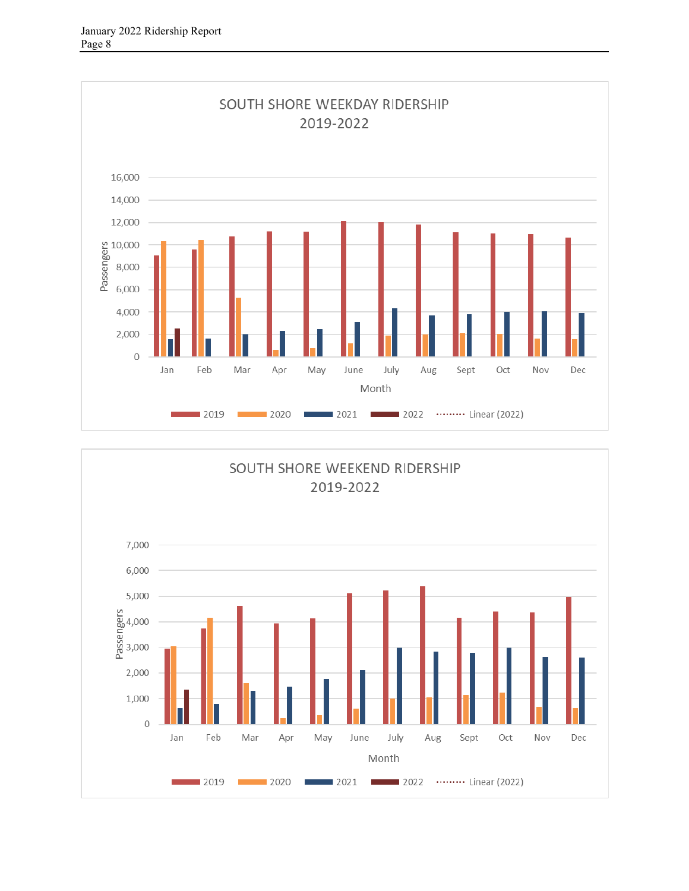SOUTH SHORE WEEKDAY RIDERSHIP
2019-2022

16,000
14,000
12,000
10,000
8,000
6,000
4,000
2,000
0

Passengers

Jan Feb Mar Apr May June July Aug Sept Oct Nov Dec

Month

2019 2020 2021 2022 Linear (2022)

SOUTH SHORE WEEKEND RIDERSHIP
2019-2022

7,000
6,000
5,000
4,000
3,000
2,000
1,000
0

Passengers

Jan Feb Mar Apr May June July Aug Sept Oct Nov Dec

Month

2019 2020 2021 2022 Linear (2022)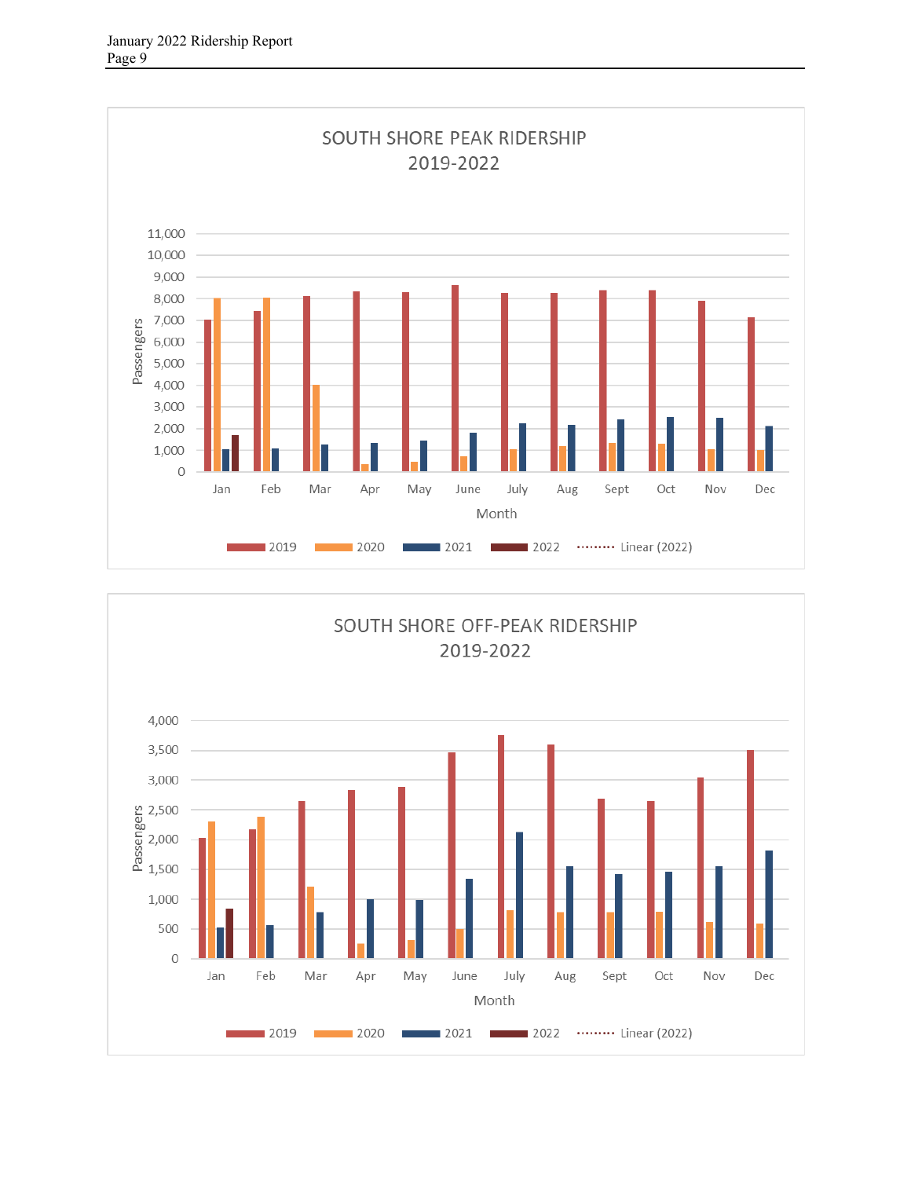SOUTH SHORE PEAK RIDERSHIP
2019-2022

11,000
10,000
9,000
8,000
7,000
6,000
5,000
4,000
3,000
2,000
1,000
0

Passengers

Jan Feb Mar Apr May June July Aug Sept Oct Nov Dec

Month

2019 2020 2021 2022 Linear (2022)

SOUTH SHORE OFF-PEAK RIDERSHIP
2019-2022

4,000
3,500
3,000
2,500
2,000
1,500
1,000
500
0

Passengers

Jan Feb Mar Apr May June July Aug Sept Oct Nov Dec

Month

2019 2020 2021 2022 Linear (2022)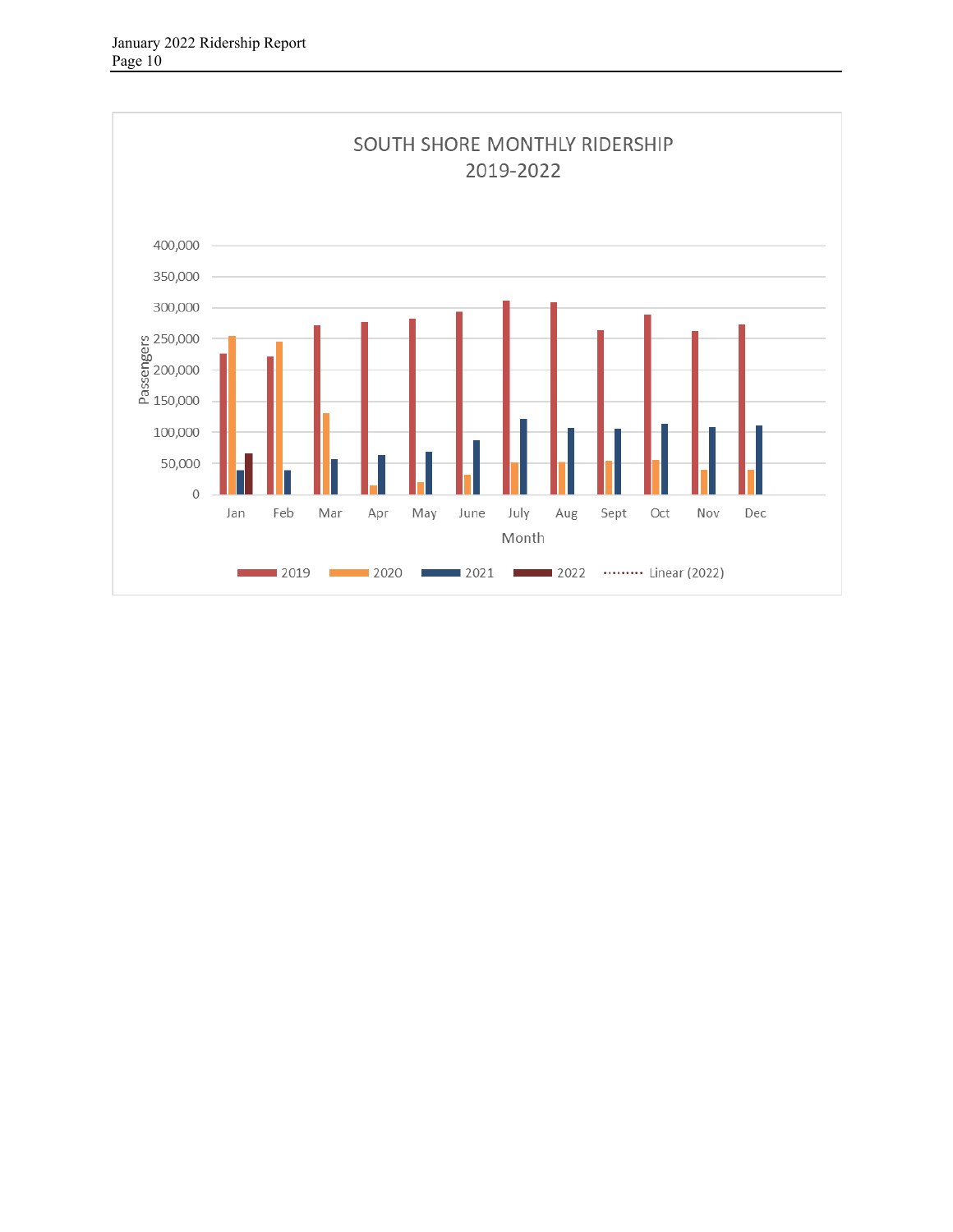SOUTH SHORE MONTHLY RIDERSHIP
2019-2022

Passengers: 0, 50,000, 100,000, 150,000, 200,000, 250,000, 300,000, 350,000, 400,000

Month: Jan, Feb, Mar, Apr, May, June, July, Aug, Sept, Oct, Nov, Dec

2019 | 2020 | 2021 | 2022 | Linear (2022)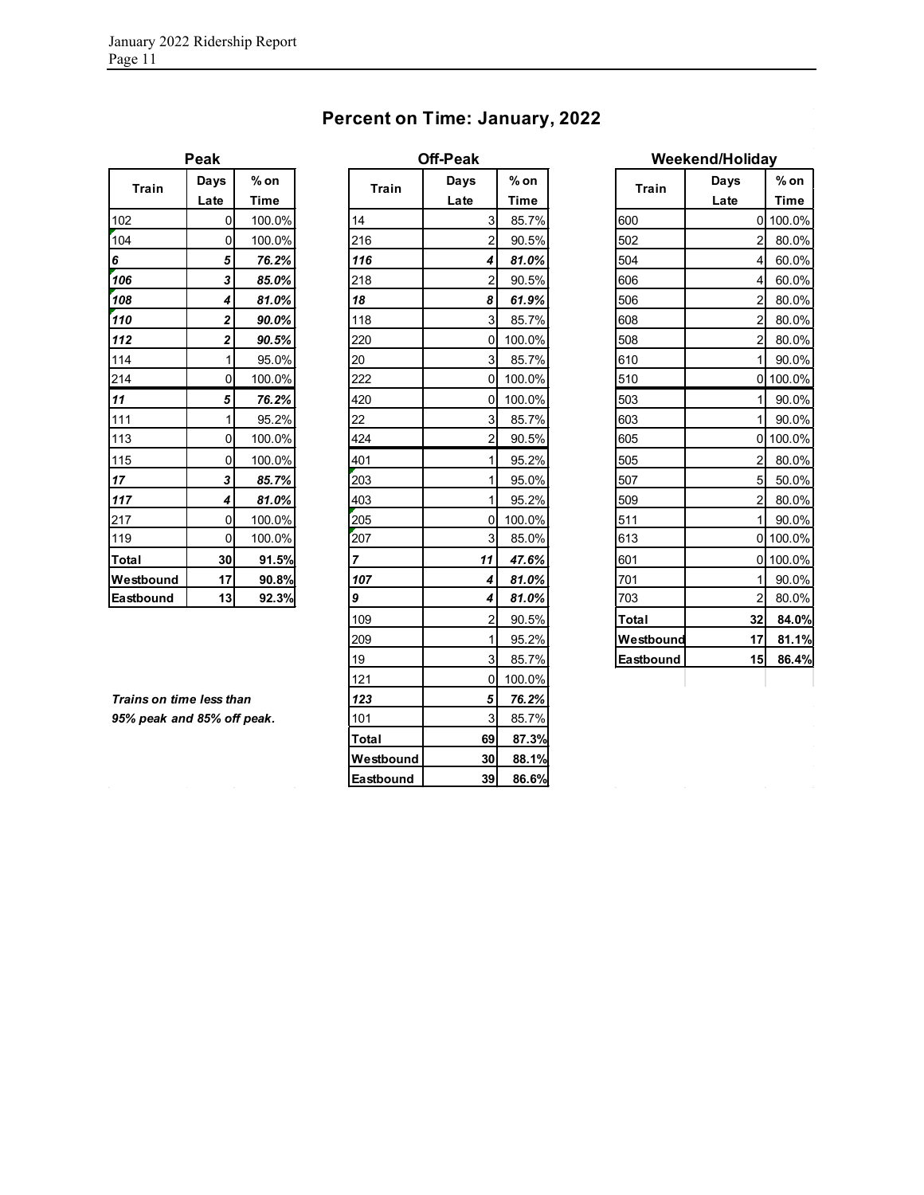# Percent on Time: January, 2022

### Peak

| Train | Days Late | % on Time |
|---|---|---|
| 102 | 0 | 100.0% |
| 104 | 0 | 100.0% |
| ***6*** | ***5*** | ***76.2%*** |
| ***106*** | ***3*** | ***85.0%*** |
| ***108*** | ***4*** | ***81.0%*** |
| ***110*** | ***2*** | ***90.0%*** |
| ***112*** | ***2*** | ***90.5%*** |
| 114 | 1 | 95.0% |
| 214 | 0 | 100.0% |
| ***11*** | ***5*** | ***76.2%*** |
| 111 | 1 | 95.2% |
| 113 | 0 | 100.0% |
| 115 | 0 | 100.0% |
| ***17*** | ***3*** | ***85.7%*** |
| ***117*** | ***4*** | ***81.0%*** |
| 217 | 0 | 100.0% |
| 119 | 0 | 100.0% |
| **Total** | **30** | **91.5%** |
| **Westbound** | **17** | **90.8%** |
| **Eastbound** | **13** | **92.3%** |

*Trains on time less than 95% peak and 85% off peak.*

### Off-Peak

| Train | Days Late | % on Time |
|---|---|---|
| 14 | 3 | 85.7% |
| 216 | 2 | 90.5% |
| ***116*** | ***4*** | ***81.0%*** |
| 218 | 2 | 90.5% |
| ***18*** | ***8*** | ***61.9%*** |
| 118 | 3 | 85.7% |
| 220 | 0 | 100.0% |
| 20 | 3 | 85.7% |
| 222 | 0 | 100.0% |
| 420 | 0 | 100.0% |
| 22 | 3 | 85.7% |
| 424 | 2 | 90.5% |
| 401 | 1 | 95.2% |
| 203 | 1 | 95.0% |
| 403 | 1 | 95.2% |
| 205 | 0 | 100.0% |
| 207 | 3 | 85.0% |
| ***7*** | ***11*** | ***47.6%*** |
| ***107*** | ***4*** | ***81.0%*** |
| ***9*** | ***4*** | ***81.0%*** |
| 109 | 2 | 90.5% |
| 209 | 1 | 95.2% |
| 19 | 3 | 85.7% |
| 121 | 0 | 100.0% |
| ***123*** | ***5*** | ***76.2%*** |
| 101 | 3 | 85.7% |
| **Total** | **69** | **87.3%** |
| **Westbound** | **30** | **88.1%** |
| **Eastbound** | **39** | **86.6%** |

### Weekend/Holiday

| Train | Days Late | % on Time |
|---|---|---|
| 600 | 0 | 100.0% |
| 502 | 2 | 80.0% |
| 504 | 4 | 60.0% |
| 606 | 4 | 60.0% |
| 506 | 2 | 80.0% |
| 608 | 2 | 80.0% |
| 508 | 2 | 80.0% |
| 610 | 1 | 90.0% |
| 510 | 0 | 100.0% |
| 503 | 1 | 90.0% |
| 603 | 1 | 90.0% |
| 605 | 0 | 100.0% |
| 505 | 2 | 80.0% |
| 507 | 5 | 50.0% |
| 509 | 2 | 80.0% |
| 511 | 1 | 90.0% |
| 613 | 0 | 100.0% |
| 601 | 0 | 100.0% |
| 701 | 1 | 90.0% |
| 703 | 2 | 80.0% |
| **Total** | **32** | **84.0%** |
| **Westbound** | **17** | **81.1%** |
| **Eastbound** | **15** | **86.4%** |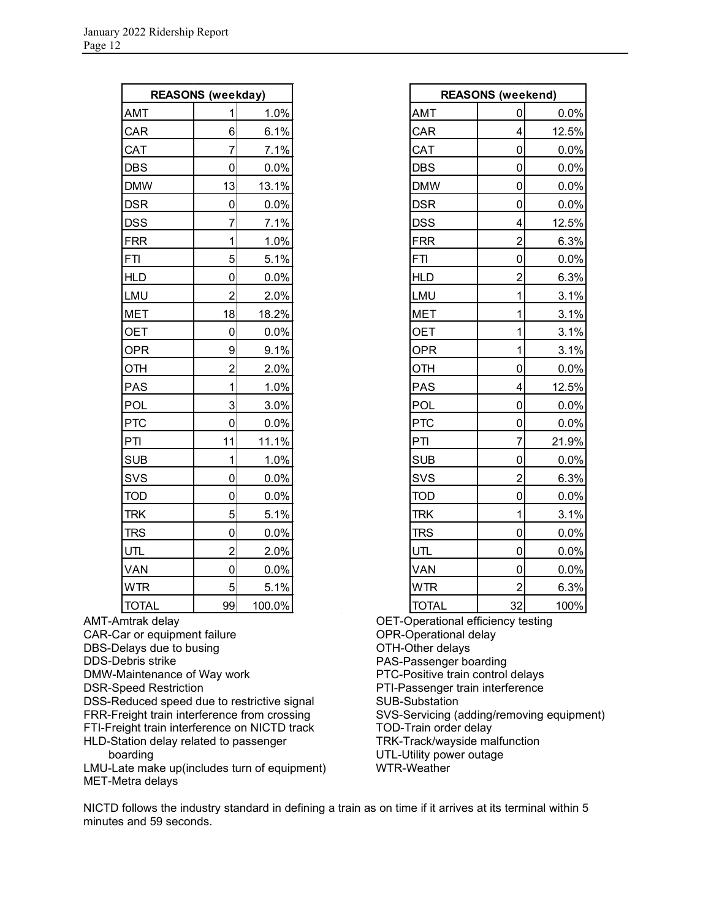| REASONS (weekday) | | |
|---|---|---|
| AMT | 1 | 1.0% |
| CAR | 6 | 6.1% |
| CAT | 7 | 7.1% |
| DBS | 0 | 0.0% |
| DMW | 13 | 13.1% |
| DSR | 0 | 0.0% |
| DSS | 7 | 7.1% |
| FRR | 1 | 1.0% |
| FTI | 5 | 5.1% |
| HLD | 0 | 0.0% |
| LMU | 2 | 2.0% |
| MET | 18 | 18.2% |
| OET | 0 | 0.0% |
| OPR | 9 | 9.1% |
| OTH | 2 | 2.0% |
| PAS | 1 | 1.0% |
| POL | 3 | 3.0% |
| PTC | 0 | 0.0% |
| PTI | 11 | 11.1% |
| SUB | 1 | 1.0% |
| SVS | 0 | 0.0% |
| TOD | 0 | 0.0% |
| TRK | 5 | 5.1% |
| TRS | 0 | 0.0% |
| UTL | 2 | 2.0% |
| VAN | 0 | 0.0% |
| WTR | 5 | 5.1% |
| TOTAL | 99 | 100.0% |

| REASONS (weekend) | | |
|---|---|---|
| AMT | 0 | 0.0% |
| CAR | 4 | 12.5% |
| CAT | 0 | 0.0% |
| DBS | 0 | 0.0% |
| DMW | 0 | 0.0% |
| DSR | 0 | 0.0% |
| DSS | 4 | 12.5% |
| FRR | 2 | 6.3% |
| FTI | 0 | 0.0% |
| HLD | 2 | 6.3% |
| LMU | 1 | 3.1% |
| MET | 1 | 3.1% |
| OET | 1 | 3.1% |
| OPR | 1 | 3.1% |
| OTH | 0 | 0.0% |
| PAS | 4 | 12.5% |
| POL | 0 | 0.0% |
| PTC | 0 | 0.0% |
| PTI | 7 | 21.9% |
| SUB | 0 | 0.0% |
| SVS | 2 | 6.3% |
| TOD | 0 | 0.0% |
| TRK | 1 | 3.1% |
| TRS | 0 | 0.0% |
| UTL | 0 | 0.0% |
| VAN | 0 | 0.0% |
| WTR | 2 | 6.3% |
| TOTAL | 32 | 100% |

AMT-Amtrak delay
CAR-Car or equipment failure
DBS-Delays due to busing
DDS-Debris strike
DMW-Maintenance of Way work
DSR-Speed Restriction
DSS-Reduced speed due to restrictive signal
FRR-Freight train interference from crossing
FTI-Freight train interference on NICTD track
HLD-Station delay related to passenger boarding
LMU-Late make up(includes turn of equipment)
MET-Metra delays
OET-Operational efficiency testing
OPR-Operational delay
OTH-Other delays
PAS-Passenger boarding
PTC-Positive train control delays
PTI-Passenger train interference
SUB-Substation
SVS-Servicing (adding/removing equipment)
TOD-Train order delay
TRK-Track/wayside malfunction
UTL-Utility power outage
WTR-Weather

NICTD follows the industry standard in defining a train as on time if it arrives at its terminal within 5 minutes and 59 seconds.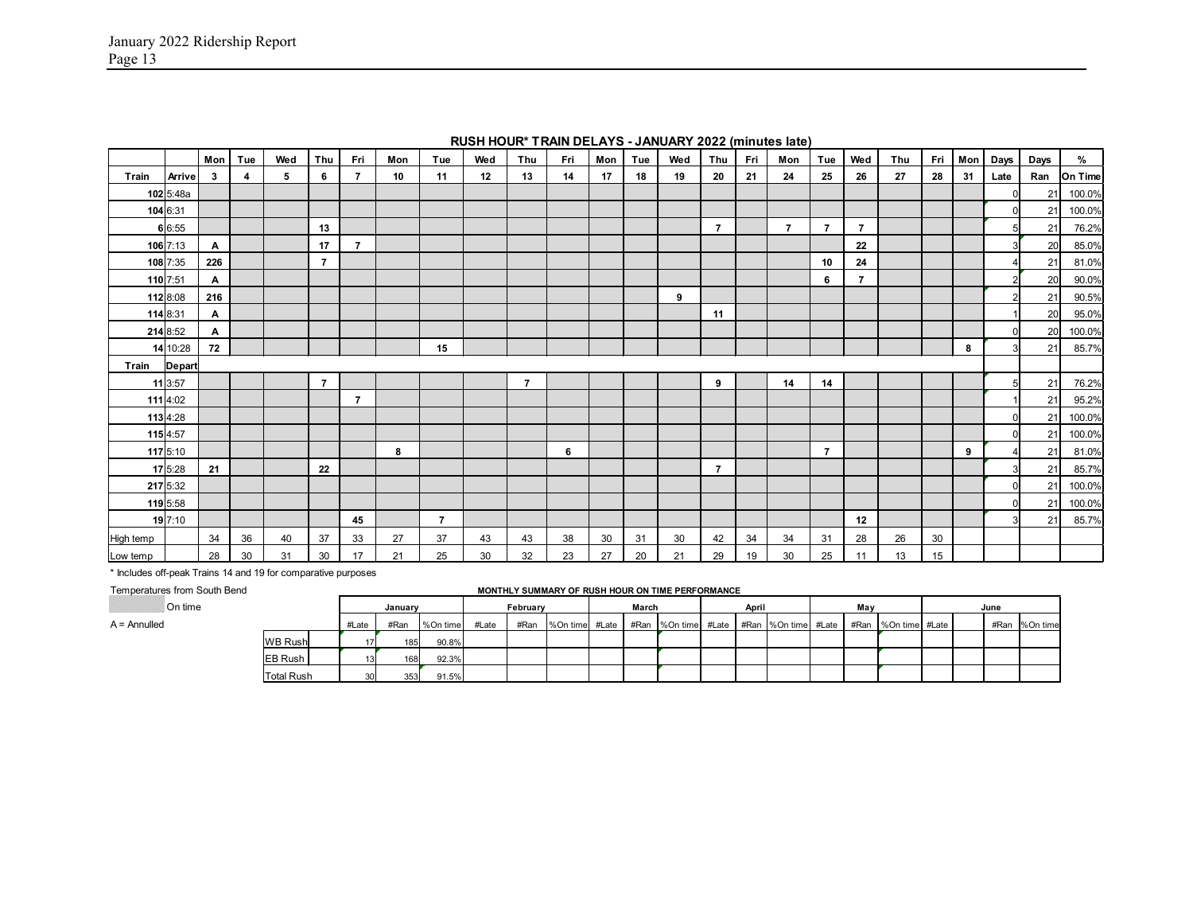## RUSH HOUR* TRAIN DELAYS - JANUARY 2022 (minutes late)

| Train | Arrive | Mon 3 | Tue 4 | Wed 5 | Thu 6 | Fri 7 | Mon 10 | Tue 11 | Wed 12 | Thu 13 | Fri 14 | Mon 17 | Tue 18 | Wed 19 | Thu 20 | Fri 21 | Mon 24 | Tue 25 | Wed 26 | Thu 27 | Fri 28 | Mon 31 | Days Late | Days Ran | % On Time |
|---|---|---|---|---|---|---|---|---|---|---|---|---|---|---|---|---|---|---|---|---|---|---|---|---|---|
| 102 | 5:48a | | | | | | | | | | | | | | | | | | | | | | 0 | 21 | 100.0% |
| 104 | 6:31 | | | | | | | | | | | | | | | | | | | | | | 0 | 21 | 100.0% |
| 6 | 6:55 | | | | 13 | | | | | | | | | | 7 | | 7 | 7 | 7 | | | | 5 | 21 | 76.2% |
| 106 | 7:13 | A | | | 17 | 7 | | | | | | | | | | | | | 22 | | | | 3 | 20 | 85.0% |
| 108 | 7:35 | 226 | | | 7 | | | | | | | | | | | | | 10 | 24 | | | | 4 | 21 | 81.0% |
| 110 | 7:51 | A | | | | | | | | | | | | | | | | 6 | 7 | | | | 2 | 20 | 90.0% |
| 112 | 8:08 | 216 | | | | | | | | | | | | 9 | | | | | | | | | 2 | 21 | 90.5% |
| 114 | 8:31 | A | | | | | | | | | | | | | 11 | | | | | | | | 1 | 20 | 95.0% |
| 214 | 8:52 | A | | | | | | | | | | | | | | | | | | | | | 0 | 20 | 100.0% |
| 14 | 10:28 | 72 | | | | | | 15 | | | | | | | | | | | | | | 8 | 3 | 21 | 85.7% |
| **Train** | **Depart** | | | | | | | | | | | | | | | | | | | | | | | | |
| 11 | 3:57 | | | | 7 | | | | | 7 | | | | | 9 | | 14 | 14 | | | | | 5 | 21 | 76.2% |
| 111 | 4:02 | | | | | 7 | | | | | | | | | | | | | | | | | 1 | 21 | 95.2% |
| 113 | 4:28 | | | | | | | | | | | | | | | | | | | | | | 0 | 21 | 100.0% |
| 115 | 4:57 | | | | | | | | | | | | | | | | | | | | | | 0 | 21 | 100.0% |
| 117 | 5:10 | | | | | | 8 | | | | 6 | | | | | | | 7 | | | | 9 | 4 | 21 | 81.0% |
| 17 | 5:28 | 21 | | | 22 | | | | | | | | | | 7 | | | | | | | | 3 | 21 | 85.7% |
| 217 | 5:32 | | | | | | | | | | | | | | | | | | | | | | 0 | 21 | 100.0% |
| 119 | 5:58 | | | | | | | | | | | | | | | | | | | | | | 0 | 21 | 100.0% |
| 19 | 7:10 | | | | | 45 | | 7 | | | | | | | | | | | 12 | | | | 3 | 21 | 85.7% |
| High temp | | 34 | 36 | 40 | 37 | 33 | 27 | 37 | 43 | 43 | 38 | 30 | 31 | 30 | 42 | 34 | 34 | 31 | 28 | 26 | 30 | | | | |
| Low temp | | 28 | 30 | 31 | 30 | 17 | 21 | 25 | 30 | 32 | 23 | 27 | 20 | 21 | 29 | 19 | 30 | 25 | 11 | 13 | 15 | | | | |

* Includes off-peak Trains 14 and 19 for comparative purposes

Temperatures from South Bend

(shaded) On time

A = Annulled

### MONTHLY SUMMARY OF RUSH HOUR ON TIME PERFORMANCE

| | January | | | February | | | March | | | April | | | May | | | June | | |
|---|---|---|---|---|---|---|---|---|---|---|---|---|---|---|---|---|---|---|
| | #Late | #Ran | %On time | #Late | #Ran | %On time | #Late | #Ran | %On time | #Late | #Ran | %On time | #Late | #Ran | %On time | #Late | #Ran | %On time |
| WB Rush | 17 | 185 | 90.8% | | | | | | | | | | | | | | | |
| EB Rush | 13 | 168 | 92.3% | | | | | | | | | | | | | | | |
| Total Rush | 30 | 353 | 91.5% | | | | | | | | | | | | | | | |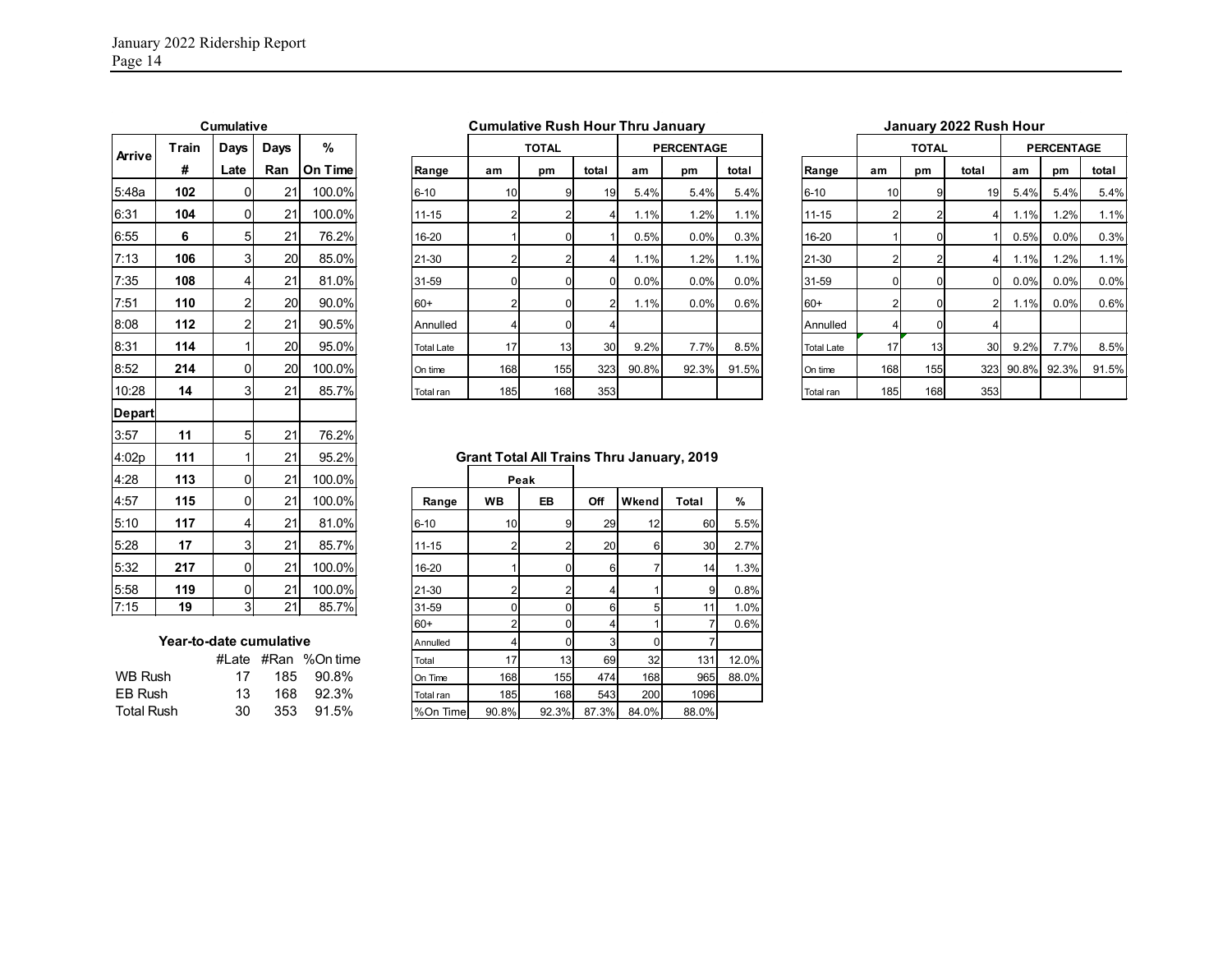### Cumulative

| Arrive | Train # | Days Late | Days Ran | % On Time |
|---|---|---|---|---|
| 5:48a | **102** | 0 | 21 | 100.0% |
| 6:31 | **104** | 0 | 21 | 100.0% |
| 6:55 | **6** | 5 | 21 | 76.2% |
| 7:13 | **106** | 3 | 20 | 85.0% |
| 7:35 | **108** | 4 | 21 | 81.0% |
| 7:51 | **110** | 2 | 20 | 90.0% |
| 8:08 | **112** | 2 | 21 | 90.5% |
| 8:31 | **114** | 1 | 20 | 95.0% |
| 8:52 | **214** | 0 | 20 | 100.0% |
| 10:28 | **14** | 3 | 21 | 85.7% |
| **Depart** | | | | |
| 3:57 | **11** | 5 | 21 | 76.2% |
| 4:02p | **111** | 1 | 21 | 95.2% |
| 4:28 | **113** | 0 | 21 | 100.0% |
| 4:57 | **115** | 0 | 21 | 100.0% |
| 5:10 | **117** | 4 | 21 | 81.0% |
| 5:28 | **17** | 3 | 21 | 85.7% |
| 5:32 | **217** | 0 | 21 | 100.0% |
| 5:58 | **119** | 0 | 21 | 100.0% |
| 7:15 | **19** | 3 | 21 | 85.7% |

### Year-to-date cumulative

| | #Late | #Ran | %On time |
|---|---|---|---|
| WB Rush | 17 | 185 | 90.8% |
| EB Rush | 13 | 168 | 92.3% |
| Total Rush | 30 | 353 | 91.5% |

### Cumulative Rush Hour Thru January

| | TOTAL | | | PERCENTAGE | | |
|---|---|---|---|---|---|---|
| Range | am | pm | total | am | pm | total |
| 6-10 | 10 | 9 | 19 | 5.4% | 5.4% | 5.4% |
| 11-15 | 2 | 2 | 4 | 1.1% | 1.2% | 1.1% |
| 16-20 | 1 | 0 | 1 | 0.5% | 0.0% | 0.3% |
| 21-30 | 2 | 2 | 4 | 1.1% | 1.2% | 1.1% |
| 31-59 | 0 | 0 | 0 | 0.0% | 0.0% | 0.0% |
| 60+ | 2 | 0 | 2 | 1.1% | 0.0% | 0.6% |
| Annulled | 4 | 0 | 4 | | | |
| Total Late | 17 | 13 | 30 | 9.2% | 7.7% | 8.5% |
| On time | 168 | 155 | 323 | 90.8% | 92.3% | 91.5% |
| Total ran | 185 | 168 | 353 | | | |

### January 2022 Rush Hour

| | TOTAL | | | PERCENTAGE | | |
|---|---|---|---|---|---|---|
| Range | am | pm | total | am | pm | total |
| 6-10 | 10 | 9 | 19 | 5.4% | 5.4% | 5.4% |
| 11-15 | 2 | 2 | 4 | 1.1% | 1.2% | 1.1% |
| 16-20 | 1 | 0 | 1 | 0.5% | 0.0% | 0.3% |
| 21-30 | 2 | 2 | 4 | 1.1% | 1.2% | 1.1% |
| 31-59 | 0 | 0 | 0 | 0.0% | 0.0% | 0.0% |
| 60+ | 2 | 0 | 2 | 1.1% | 0.0% | 0.6% |
| Annulled | 4 | 0 | 4 | | | |
| Total Late | 17 | 13 | 30 | 9.2% | 7.7% | 8.5% |
| On time | 168 | 155 | 323 | 90.8% | 92.3% | 91.5% |
| Total ran | 185 | 168 | 353 | | | |

### Grant Total All Trains Thru January, 2019

| | Peak | | | | | |
|---|---|---|---|---|---|---|
| Range | WB | EB | Off | Wkend | Total | % |
| 6-10 | 10 | 9 | 29 | 12 | 60 | 5.5% |
| 11-15 | 2 | 2 | 20 | 6 | 30 | 2.7% |
| 16-20 | 1 | 0 | 6 | 7 | 14 | 1.3% |
| 21-30 | 2 | 2 | 4 | 1 | 9 | 0.8% |
| 31-59 | 0 | 0 | 6 | 5 | 11 | 1.0% |
| 60+ | 2 | 0 | 4 | 1 | 7 | 0.6% |
| Annulled | 4 | 0 | 3 | 0 | 7 | |
| Total | 17 | 13 | 69 | 32 | 131 | 12.0% |
| On Time | 168 | 155 | 474 | 168 | 965 | 88.0% |
| Total ran | 185 | 168 | 543 | 200 | 1096 | |
| %On Time | 90.8% | 92.3% | 87.3% | 84.0% | 88.0% | |